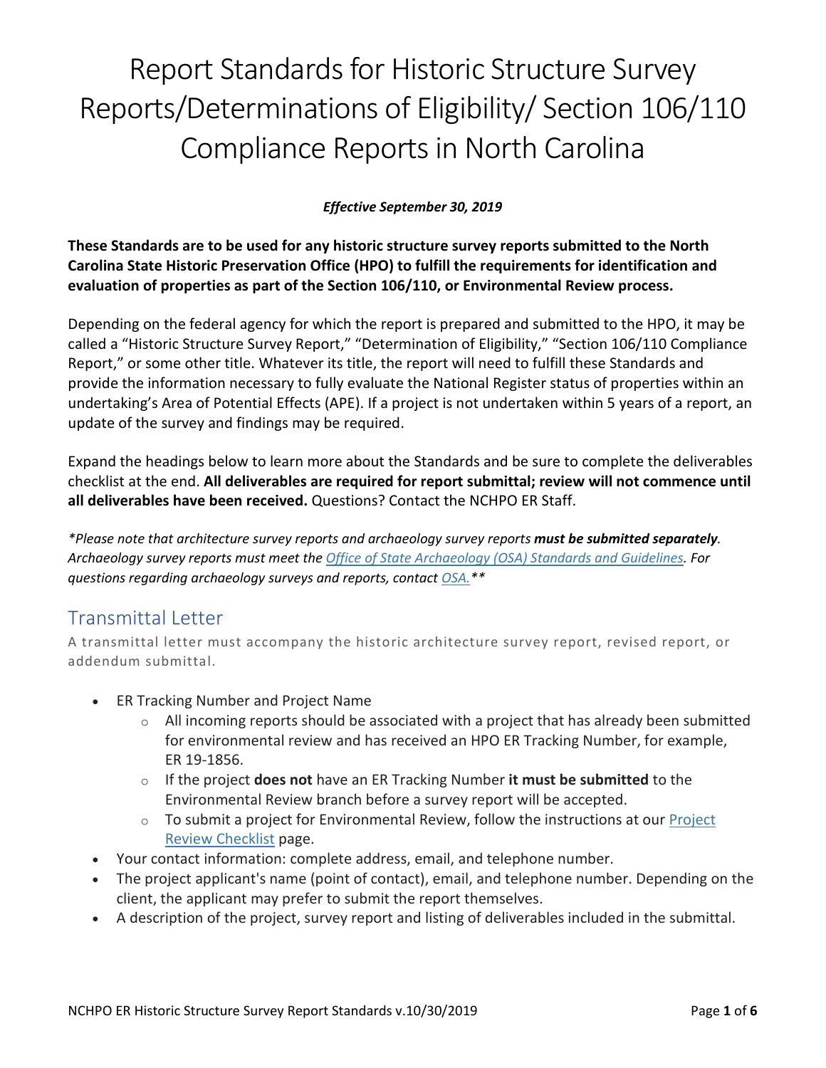# Report Standards for Historic Structure Survey Reports/Determinations of Eligibility/ Section 106/110 Compliance Reports in North Carolina

***Effective September 30, 2019***

**These Standards are to be used for any historic structure survey reports submitted to the North Carolina State Historic Preservation Office (HPO) to fulfill the requirements for identification and evaluation of properties as part of the Section 106/110, or Environmental Review process.**

Depending on the federal agency for which the report is prepared and submitted to the HPO, it may be called a "Historic Structure Survey Report," "Determination of Eligibility," "Section 106/110 Compliance Report," or some other title. Whatever its title, the report will need to fulfill these Standards and provide the information necessary to fully evaluate the National Register status of properties within an undertaking's Area of Potential Effects (APE). If a project is not undertaken within 5 years of a report, an update of the survey and findings may be required.

Expand the headings below to learn more about the Standards and be sure to complete the deliverables checklist at the end. **All deliverables are required for report submittal; review will not commence until all deliverables have been received.** Questions? Contact the NCHPO ER Staff.

*\*Please note that architecture survey reports and archaeology survey reports **must be submitted separately**. Archaeology survey reports must meet the [Office of State Archaeology (OSA) Standards and Guidelines](). For questions regarding archaeology surveys and reports, contact [OSA.]()\*\**

## Transmittal Letter

A transmittal letter must accompany the historic architecture survey report, revised report, or addendum submittal.

- ER Tracking Number and Project Name
  - All incoming reports should be associated with a project that has already been submitted for environmental review and has received an HPO ER Tracking Number, for example, ER 19-1856.
  - If the project **does not** have an ER Tracking Number **it must be submitted** to the Environmental Review branch before a survey report will be accepted.
  - To submit a project for Environmental Review, follow the instructions at our [Project Review Checklist]() page.
- Your contact information: complete address, email, and telephone number.
- The project applicant's name (point of contact), email, and telephone number. Depending on the client, the applicant may prefer to submit the report themselves.
- A description of the project, survey report and listing of deliverables included in the submittal.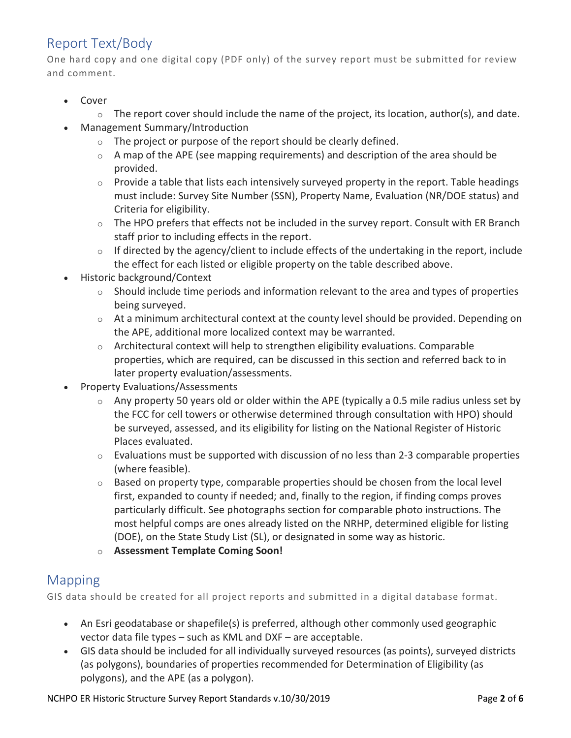## Report Text/Body

One hard copy and one digital copy (PDF only) of the survey report must be submitted for review and comment.

- Cover
  - The report cover should include the name of the project, its location, author(s), and date.
- Management Summary/Introduction
  - The project or purpose of the report should be clearly defined.
  - A map of the APE (see mapping requirements) and description of the area should be provided.
  - Provide a table that lists each intensively surveyed property in the report. Table headings must include: Survey Site Number (SSN), Property Name, Evaluation (NR/DOE status) and Criteria for eligibility.
  - The HPO prefers that effects not be included in the survey report. Consult with ER Branch staff prior to including effects in the report.
  - If directed by the agency/client to include effects of the undertaking in the report, include the effect for each listed or eligible property on the table described above.
- Historic background/Context
  - Should include time periods and information relevant to the area and types of properties being surveyed.
  - At a minimum architectural context at the county level should be provided. Depending on the APE, additional more localized context may be warranted.
  - Architectural context will help to strengthen eligibility evaluations. Comparable properties, which are required, can be discussed in this section and referred back to in later property evaluation/assessments.
- Property Evaluations/Assessments
  - Any property 50 years old or older within the APE (typically a 0.5 mile radius unless set by the FCC for cell towers or otherwise determined through consultation with HPO) should be surveyed, assessed, and its eligibility for listing on the National Register of Historic Places evaluated.
  - Evaluations must be supported with discussion of no less than 2-3 comparable properties (where feasible).
  - Based on property type, comparable properties should be chosen from the local level first, expanded to county if needed; and, finally to the region, if finding comps proves particularly difficult. See photographs section for comparable photo instructions. The most helpful comps are ones already listed on the NRHP, determined eligible for listing (DOE), on the State Study List (SL), or designated in some way as historic.
  - **Assessment Template Coming Soon!**

## Mapping

GIS data should be created for all project reports and submitted in a digital database format.

- An Esri geodatabase or shapefile(s) is preferred, although other commonly used geographic vector data file types – such as KML and DXF – are acceptable.
- GIS data should be included for all individually surveyed resources (as points), surveyed districts (as polygons), boundaries of properties recommended for Determination of Eligibility (as polygons), and the APE (as a polygon).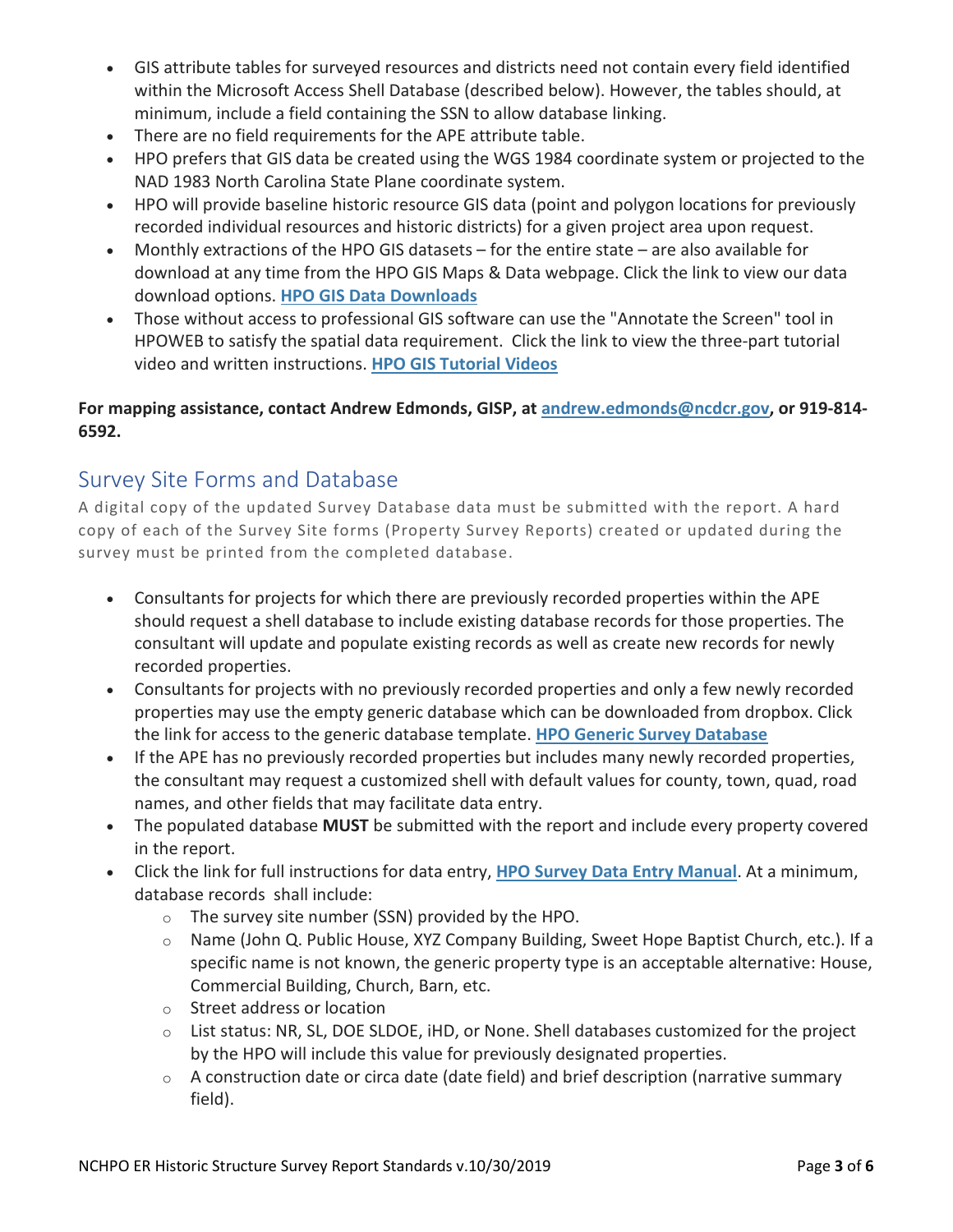- GIS attribute tables for surveyed resources and districts need not contain every field identified within the Microsoft Access Shell Database (described below). However, the tables should, at minimum, include a field containing the SSN to allow database linking.
- There are no field requirements for the APE attribute table.
- HPO prefers that GIS data be created using the WGS 1984 coordinate system or projected to the NAD 1983 North Carolina State Plane coordinate system.
- HPO will provide baseline historic resource GIS data (point and polygon locations for previously recorded individual resources and historic districts) for a given project area upon request.
- Monthly extractions of the HPO GIS datasets – for the entire state – are also available for download at any time from the HPO GIS Maps & Data webpage. Click the link to view our data download options. **HPO GIS Data Downloads**
- Those without access to professional GIS software can use the "Annotate the Screen" tool in HPOWEB to satisfy the spatial data requirement. Click the link to view the three-part tutorial video and written instructions. **HPO GIS Tutorial Videos**

**For mapping assistance, contact Andrew Edmonds, GISP, at andrew.edmonds@ncdcr.gov, or 919-814-6592.**

## Survey Site Forms and Database

A digital copy of the updated Survey Database data must be submitted with the report. A hard copy of each of the Survey Site forms (Property Survey Reports) created or updated during the survey must be printed from the completed database.

- Consultants for projects for which there are previously recorded properties within the APE should request a shell database to include existing database records for those properties. The consultant will update and populate existing records as well as create new records for newly recorded properties.
- Consultants for projects with no previously recorded properties and only a few newly recorded properties may use the empty generic database which can be downloaded from dropbox. Click the link for access to the generic database template. **HPO Generic Survey Database**
- If the APE has no previously recorded properties but includes many newly recorded properties, the consultant may request a customized shell with default values for county, town, quad, road names, and other fields that may facilitate data entry.
- The populated database **MUST** be submitted with the report and include every property covered in the report.
- Click the link for full instructions for data entry, **HPO Survey Data Entry Manual**. At a minimum, database records shall include:
  - The survey site number (SSN) provided by the HPO.
  - Name (John Q. Public House, XYZ Company Building, Sweet Hope Baptist Church, etc.). If a specific name is not known, the generic property type is an acceptable alternative: House, Commercial Building, Church, Barn, etc.
  - Street address or location
  - List status: NR, SL, DOE SLDOE, iHD, or None. Shell databases customized for the project by the HPO will include this value for previously designated properties.
  - A construction date or circa date (date field) and brief description (narrative summary field).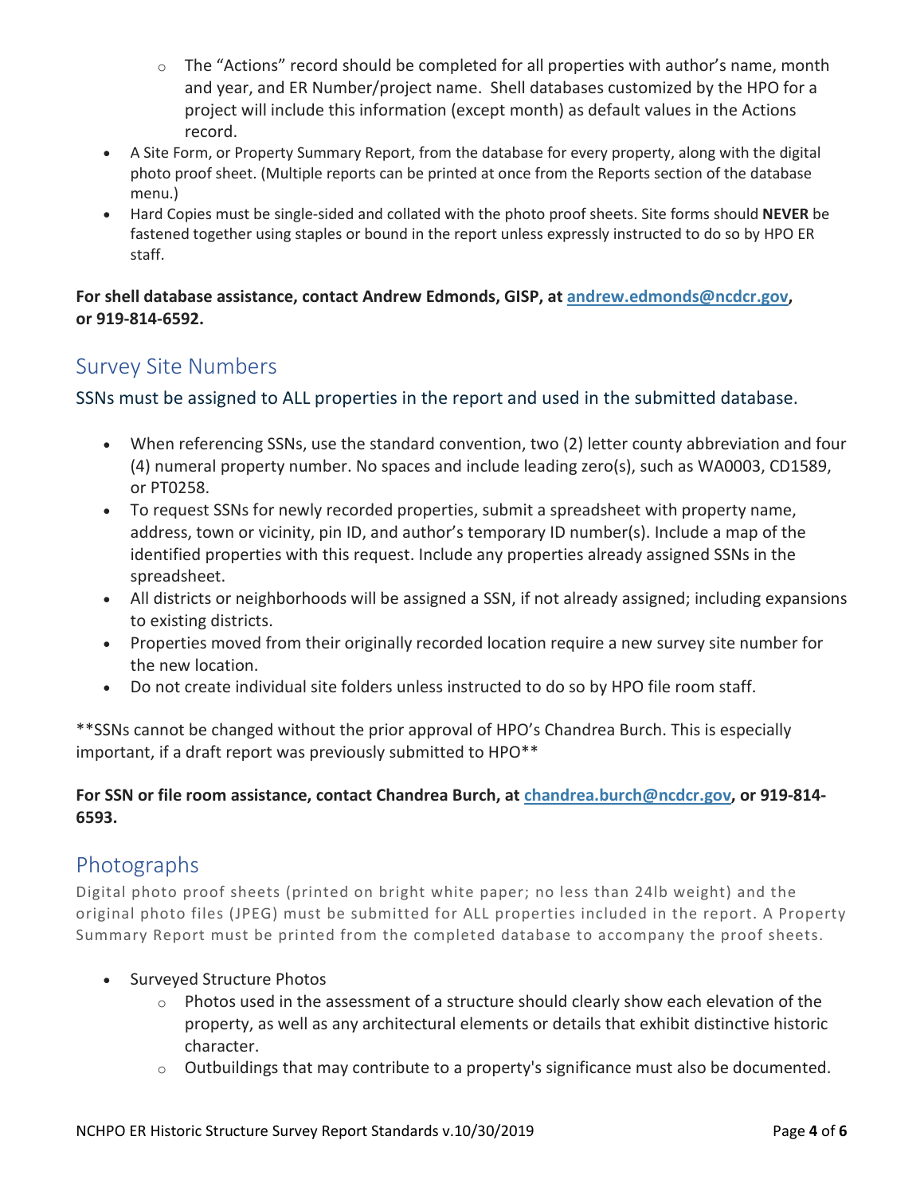- The "Actions" record should be completed for all properties with author's name, month and year, and ER Number/project name. Shell databases customized by the HPO for a project will include this information (except month) as default values in the Actions record.
- A Site Form, or Property Summary Report, from the database for every property, along with the digital photo proof sheet. (Multiple reports can be printed at once from the Reports section of the database menu.)
- Hard Copies must be single-sided and collated with the photo proof sheets. Site forms should **NEVER** be fastened together using staples or bound in the report unless expressly instructed to do so by HPO ER staff.

**For shell database assistance, contact Andrew Edmonds, GISP, at [andrew.edmonds@ncdcr.gov](mailto:andrew.edmonds@ncdcr.gov), or 919-814-6592.**

## Survey Site Numbers

### SSNs must be assigned to ALL properties in the report and used in the submitted database.

- When referencing SSNs, use the standard convention, two (2) letter county abbreviation and four (4) numeral property number. No spaces and include leading zero(s), such as WA0003, CD1589, or PT0258.
- To request SSNs for newly recorded properties, submit a spreadsheet with property name, address, town or vicinity, pin ID, and author's temporary ID number(s). Include a map of the identified properties with this request. Include any properties already assigned SSNs in the spreadsheet.
- All districts or neighborhoods will be assigned a SSN, if not already assigned; including expansions to existing districts.
- Properties moved from their originally recorded location require a new survey site number for the new location.
- Do not create individual site folders unless instructed to do so by HPO file room staff.

**SSNs cannot be changed without the prior approval of HPO's Chandrea Burch. This is especially important, if a draft report was previously submitted to HPO**

**For SSN or file room assistance, contact Chandrea Burch, at [chandrea.burch@ncdcr.gov](mailto:chandrea.burch@ncdcr.gov), or 919-814-6593.**

## Photographs

Digital photo proof sheets (printed on bright white paper; no less than 24lb weight) and the original photo files (JPEG) must be submitted for ALL properties included in the report. A Property Summary Report must be printed from the completed database to accompany the proof sheets.

- Surveyed Structure Photos
   - Photos used in the assessment of a structure should clearly show each elevation of the property, as well as any architectural elements or details that exhibit distinctive historic character.
   - Outbuildings that may contribute to a property's significance must also be documented.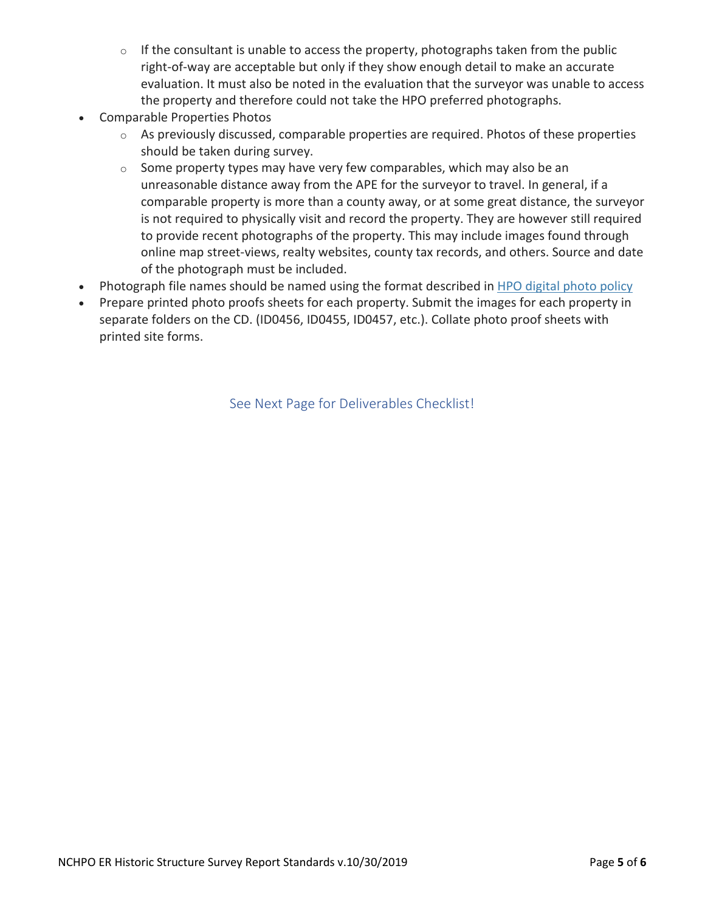- If the consultant is unable to access the property, photographs taken from the public right-of-way are acceptable but only if they show enough detail to make an accurate evaluation. It must also be noted in the evaluation that the surveyor was unable to access the property and therefore could not take the HPO preferred photographs.
- Comparable Properties Photos
  - As previously discussed, comparable properties are required. Photos of these properties should be taken during survey.
  - Some property types may have very few comparables, which may also be an unreasonable distance away from the APE for the surveyor to travel. In general, if a comparable property is more than a county away, or at some great distance, the surveyor is not required to physically visit and record the property. They are however still required to provide recent photographs of the property. This may include images found through online map street-views, realty websites, county tax records, and others. Source and date of the photograph must be included.
- Photograph file names should be named using the format described in [HPO digital photo policy]()
- Prepare printed photo proofs sheets for each property. Submit the images for each property in separate folders on the CD. (ID0456, ID0455, ID0457, etc.). Collate photo proof sheets with printed site forms.

See Next Page for Deliverables Checklist!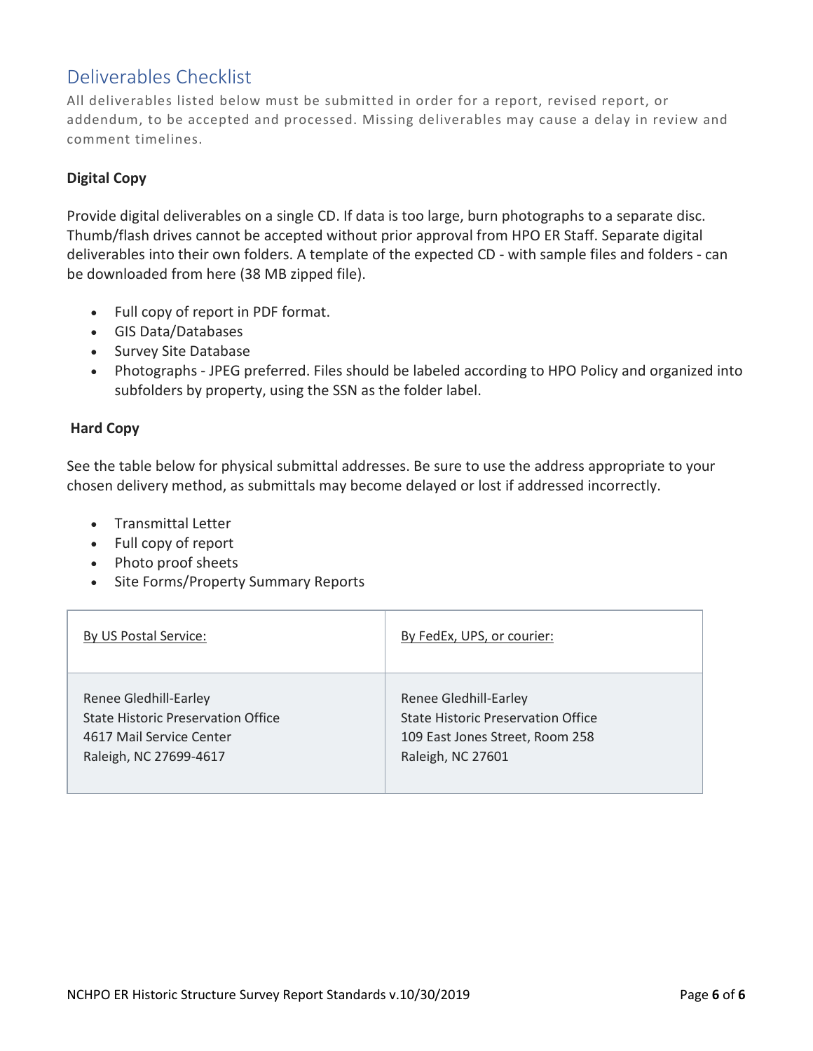## Deliverables Checklist

All deliverables listed below must be submitted in order for a report, revised report, or addendum, to be accepted and processed. Missing deliverables may cause a delay in review and comment timelines.

**Digital Copy**

Provide digital deliverables on a single CD. If data is too large, burn photographs to a separate disc. Thumb/flash drives cannot be accepted without prior approval from HPO ER Staff. Separate digital deliverables into their own folders. A template of the expected CD - with sample files and folders - can be downloaded from here (38 MB zipped file).

- Full copy of report in PDF format.
- GIS Data/Databases
- Survey Site Database
- Photographs - JPEG preferred. Files should be labeled according to HPO Policy and organized into subfolders by property, using the SSN as the folder label.

**Hard Copy**

See the table below for physical submittal addresses. Be sure to use the address appropriate to your chosen delivery method, as submittals may become delayed or lost if addressed incorrectly.

- Transmittal Letter
- Full copy of report
- Photo proof sheets
- Site Forms/Property Summary Reports

| By US Postal Service: | By FedEx, UPS, or courier: |
|---|---|
| Renee Gledhill-Earley<br>State Historic Preservation Office<br>4617 Mail Service Center<br>Raleigh, NC 27699-4617 | Renee Gledhill-Earley<br>State Historic Preservation Office<br>109 East Jones Street, Room 258<br>Raleigh, NC 27601 |